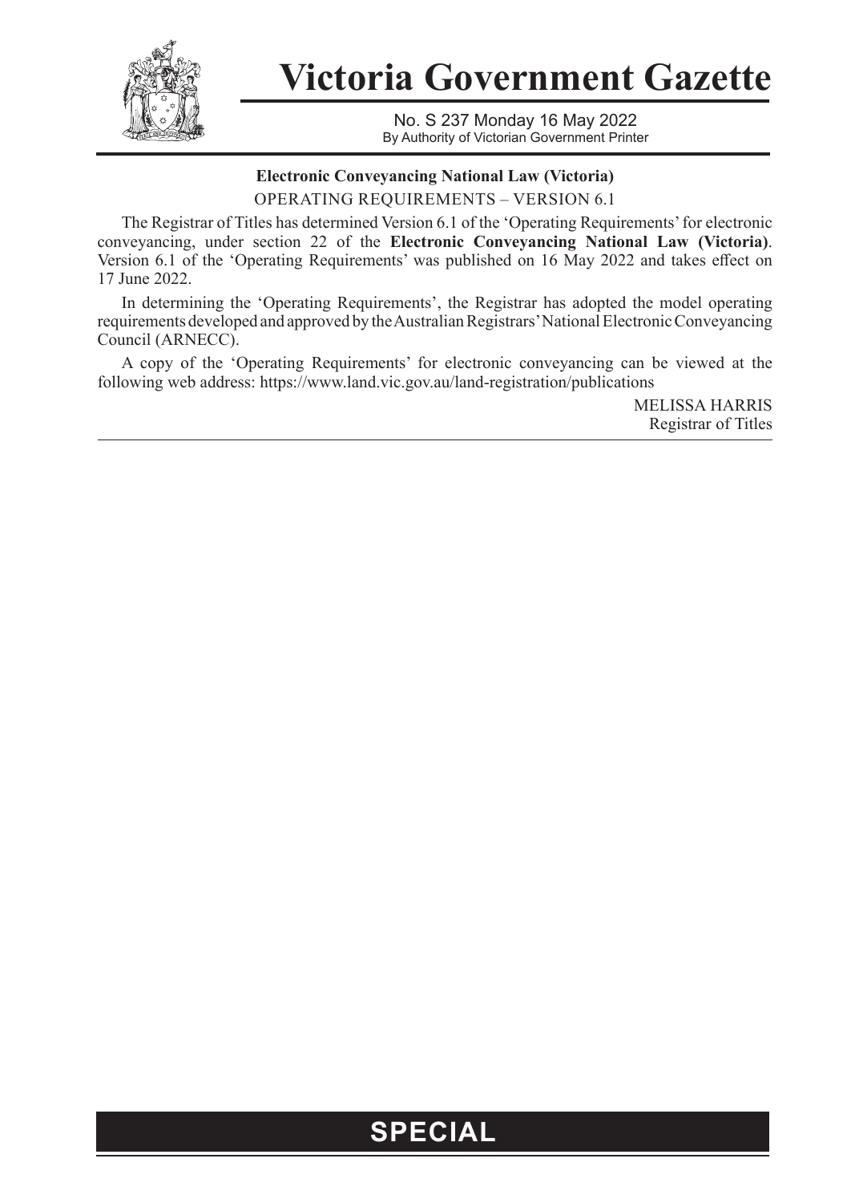# Victoria Government Gazette

No. S 237 Monday 16 May 2022
By Authority of Victorian Government Printer

**Electronic Conveyancing National Law (Victoria)**

OPERATING REQUIREMENTS – VERSION 6.1

The Registrar of Titles has determined Version 6.1 of the 'Operating Requirements' for electronic conveyancing, under section 22 of the **Electronic Conveyancing National Law (Victoria)**. Version 6.1 of the 'Operating Requirements' was published on 16 May 2022 and takes effect on 17 June 2022.

In determining the 'Operating Requirements', the Registrar has adopted the model operating requirements developed and approved by the Australian Registrars' National Electronic Conveyancing Council (ARNECC).

A copy of the 'Operating Requirements' for electronic conveyancing can be viewed at the following web address: https://www.land.vic.gov.au/land-registration/publications

MELISSA HARRIS
Registrar of Titles

**SPECIAL**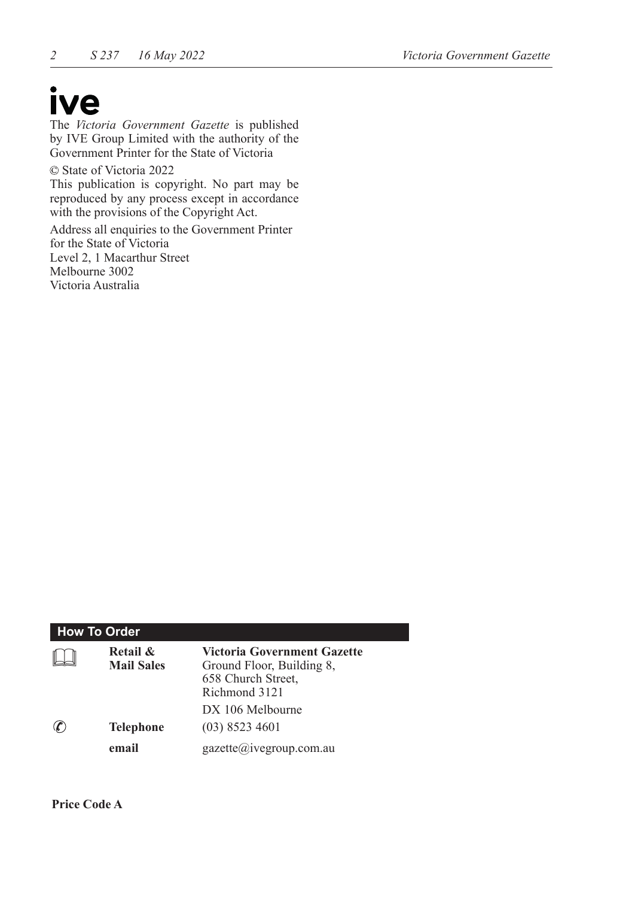ive

The *Victoria Government Gazette* is published by IVE Group Limited with the authority of the Government Printer for the State of Victoria

© State of Victoria 2022

This publication is copyright. No part may be reproduced by any process except in accordance with the provisions of the Copyright Act.

Address all enquiries to the Government Printer for the State of Victoria
Level 2, 1 Macarthur Street
Melbourne 3002
Victoria Australia

## How To Order

| | | |
|---|---|---|
| 🕮 | **Retail & Mail Sales** | **Victoria Government Gazette** Ground Floor, Building 8, 658 Church Street, Richmond 3121 |
| | | DX 106 Melbourne |
| ✆ | **Telephone** | (03) 8523 4601 |
| | **email** | gazette@ivegroup.com.au |

**Price Code A**